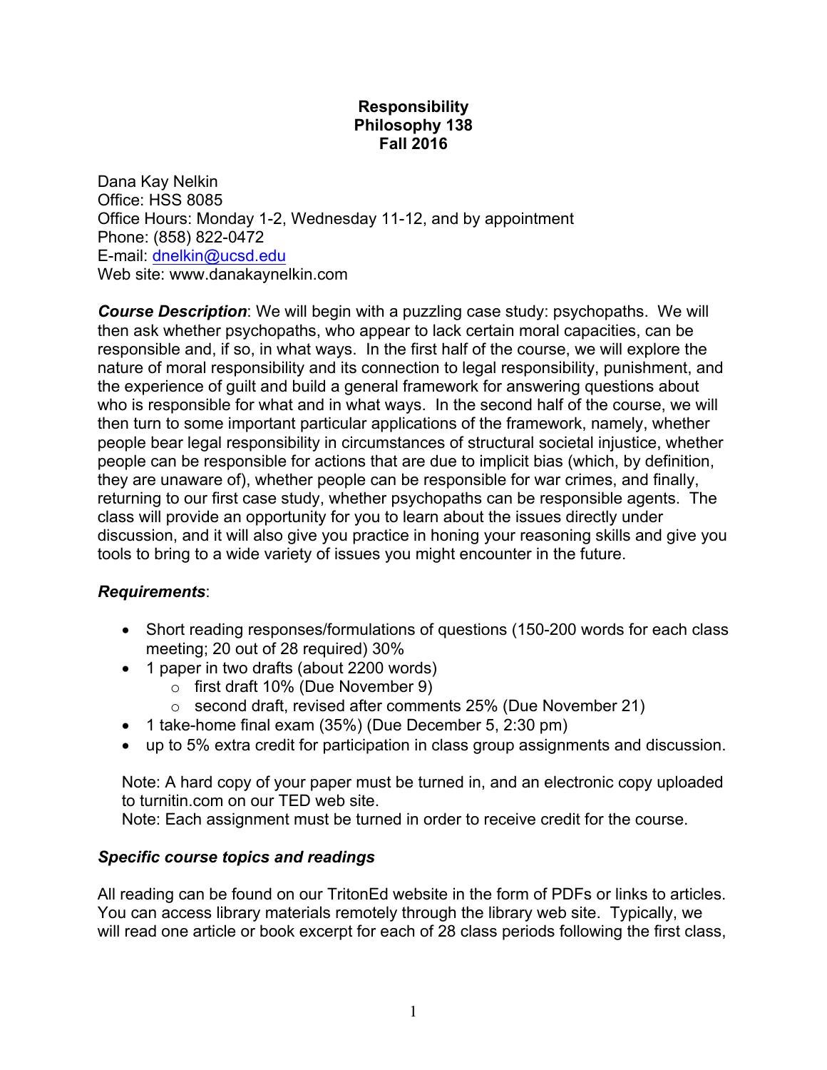**Responsibility**
**Philosophy 138**
**Fall 2016**

Dana Kay Nelkin
Office: HSS 8085
Office Hours: Monday 1-2, Wednesday 11-12, and by appointment
Phone: (858) 822-0472
E-mail: dnelkin@ucsd.edu
Web site: www.danakaynelkin.com

***Course Description***: We will begin with a puzzling case study: psychopaths. We will then ask whether psychopaths, who appear to lack certain moral capacities, can be responsible and, if so, in what ways. In the first half of the course, we will explore the nature of moral responsibility and its connection to legal responsibility, punishment, and the experience of guilt and build a general framework for answering questions about who is responsible for what and in what ways. In the second half of the course, we will then turn to some important particular applications of the framework, namely, whether people bear legal responsibility in circumstances of structural societal injustice, whether people can be responsible for actions that are due to implicit bias (which, by definition, they are unaware of), whether people can be responsible for war crimes, and finally, returning to our first case study, whether psychopaths can be responsible agents. The class will provide an opportunity for you to learn about the issues directly under discussion, and it will also give you practice in honing your reasoning skills and give you tools to bring to a wide variety of issues you might encounter in the future.

***Requirements***:

- Short reading responses/formulations of questions (150-200 words for each class meeting; 20 out of 28 required) 30%
- 1 paper in two drafts (about 2200 words)
  - first draft 10% (Due November 9)
  - second draft, revised after comments 25% (Due November 21)
- 1 take-home final exam (35%) (Due December 5, 2:30 pm)
- up to 5% extra credit for participation in class group assignments and discussion.

Note: A hard copy of your paper must be turned in, and an electronic copy uploaded to turnitin.com on our TED web site.
Note: Each assignment must be turned in order to receive credit for the course.

***Specific course topics and readings***

All reading can be found on our TritonEd website in the form of PDFs or links to articles. You can access library materials remotely through the library web site. Typically, we will read one article or book excerpt for each of 28 class periods following the first class,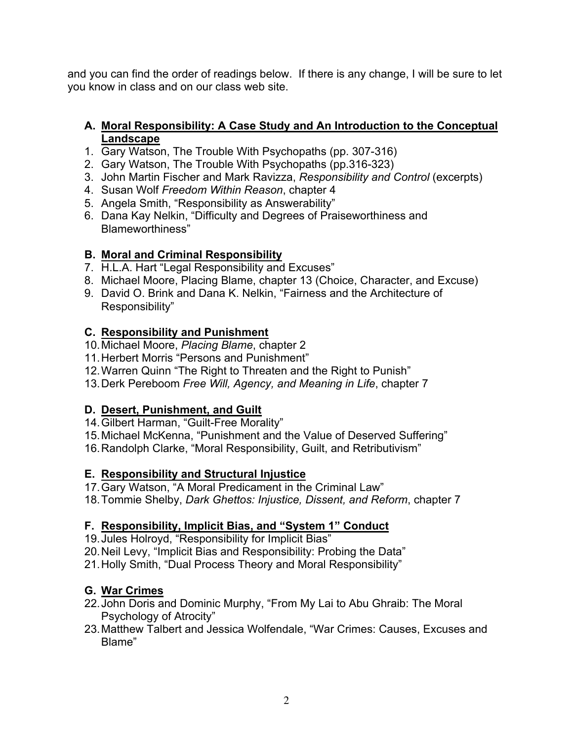and you can find the order of readings below. If there is any change, I will be sure to let you know in class and on our class web site.

**A. <u>Moral Responsibility: A Case Study and An Introduction to the Conceptual Landscape</u>**

1. Gary Watson, The Trouble With Psychopaths (pp. 307-316)
2. Gary Watson, The Trouble With Psychopaths (pp.316-323)
3. John Martin Fischer and Mark Ravizza, *Responsibility and Control* (excerpts)
4. Susan Wolf *Freedom Within Reason*, chapter 4
5. Angela Smith, "Responsibility as Answerability"
6. Dana Kay Nelkin, "Difficulty and Degrees of Praiseworthiness and Blameworthiness"

**B. <u>Moral and Criminal Responsibility</u>**

7. H.L.A. Hart "Legal Responsibility and Excuses"
8. Michael Moore, Placing Blame, chapter 13 (Choice, Character, and Excuse)
9. David O. Brink and Dana K. Nelkin, "Fairness and the Architecture of Responsibility"

**C. <u>Responsibility and Punishment</u>**

10. Michael Moore, *Placing Blame*, chapter 2
11. Herbert Morris "Persons and Punishment"
12. Warren Quinn "The Right to Threaten and the Right to Punish"
13. Derk Pereboom *Free Will, Agency, and Meaning in Life*, chapter 7

**D. <u>Desert, Punishment, and Guilt</u>**

14. Gilbert Harman, "Guilt-Free Morality"
15. Michael McKenna, "Punishment and the Value of Deserved Suffering"
16. Randolph Clarke, "Moral Responsibility, Guilt, and Retributivism"

**E. <u>Responsibility and Structural Injustice</u>**

17. Gary Watson, "A Moral Predicament in the Criminal Law"
18. Tommie Shelby, *Dark Ghettos: Injustice, Dissent, and Reform*, chapter 7

**F. <u>Responsibility, Implicit Bias, and "System 1" Conduct</u>**

19. Jules Holroyd, "Responsibility for Implicit Bias"
20. Neil Levy, "Implicit Bias and Responsibility: Probing the Data"
21. Holly Smith, "Dual Process Theory and Moral Responsibility"

**G. <u>War Crimes</u>**

22. John Doris and Dominic Murphy, "From My Lai to Abu Ghraib: The Moral Psychology of Atrocity"
23. Matthew Talbert and Jessica Wolfendale, "War Crimes: Causes, Excuses and Blame"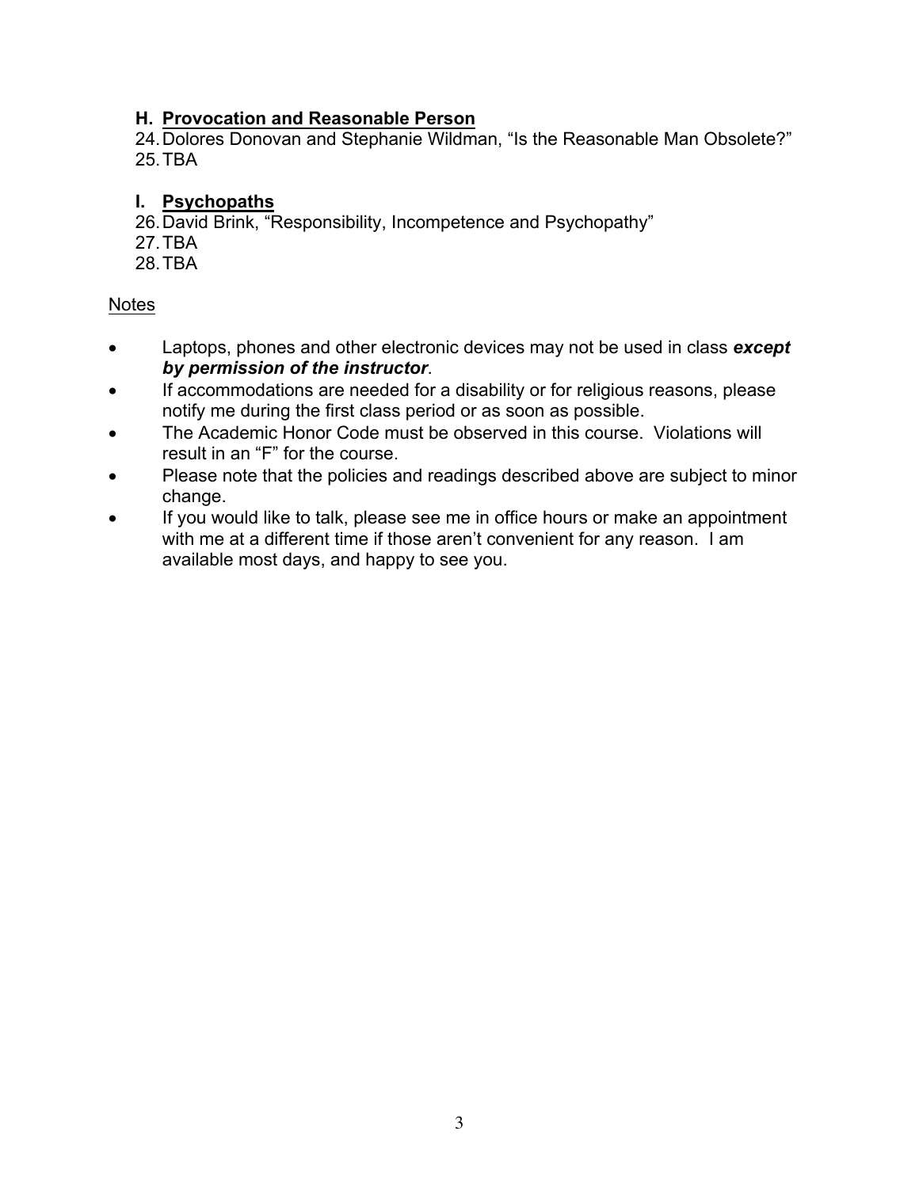### H. Provocation and Reasonable Person

24. Dolores Donovan and Stephanie Wildman, "Is the Reasonable Man Obsolete?"
25. TBA

### I. Psychopaths

26. David Brink, "Responsibility, Incompetence and Psychopathy"
27. TBA
28. TBA

Notes

- Laptops, phones and other electronic devices may not be used in class ***except by permission of the instructor***.
- If accommodations are needed for a disability or for religious reasons, please notify me during the first class period or as soon as possible.
- The Academic Honor Code must be observed in this course. Violations will result in an "F" for the course.
- Please note that the policies and readings described above are subject to minor change.
- If you would like to talk, please see me in office hours or make an appointment with me at a different time if those aren't convenient for any reason. I am available most days, and happy to see you.